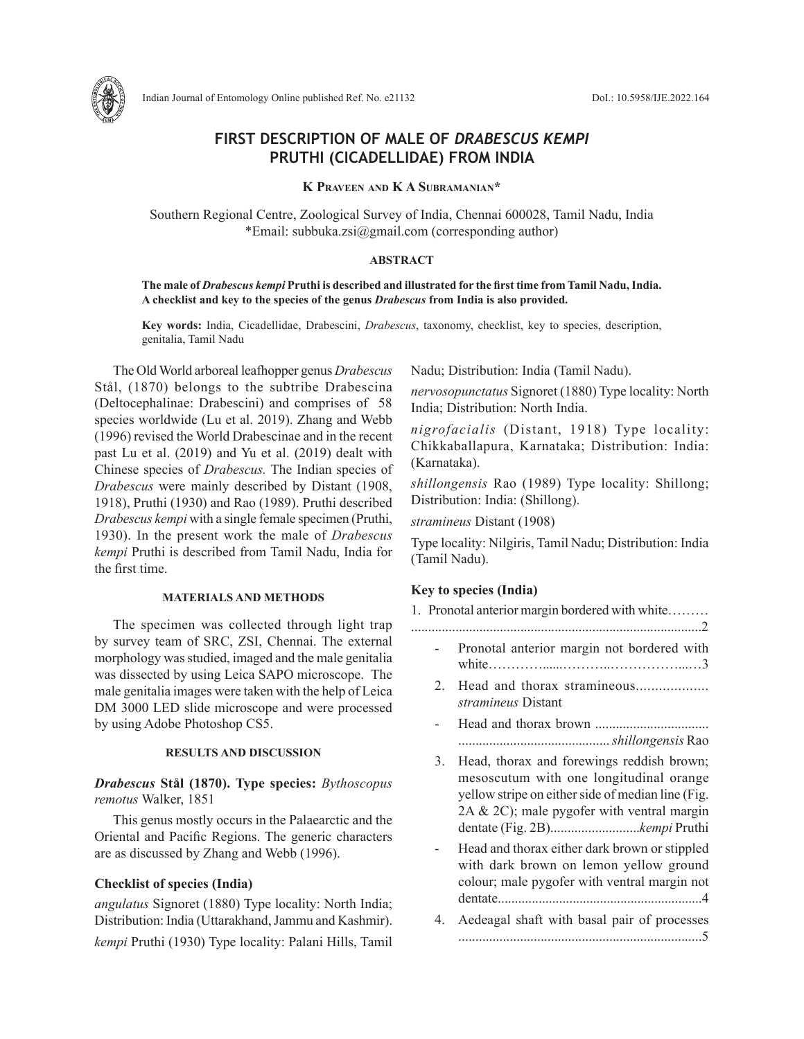# FIRST DESCRIPTION OF MALE OF *DRABESCUS KEMPI* PRUTHI (CICADELLIDAE) FROM INDIA

**K Praveen and K A Subramanian***

Southern Regional Centre, Zoological Survey of India, Chennai 600028, Tamil Nadu, India
*Email: subbuka.zsi@gmail.com (corresponding author)

## ABSTRACT

**The male of *Drabescus kempi* Pruthi is described and illustrated for the first time from Tamil Nadu, India. A checklist and key to the species of the genus *Drabescus* from India is also provided.**

**Key words:** India, Cicadellidae, Drabescini, *Drabescus*, taxonomy, checklist, key to species, description, genitalia, Tamil Nadu

The Old World arboreal leafhopper genus *Drabescus* Stål, (1870) belongs to the subtribe Drabescina (Deltocephalinae: Drabescini) and comprises of 58 species worldwide (Lu et al. 2019). Zhang and Webb (1996) revised the World Drabescinae and in the recent past Lu et al. (2019) and Yu et al. (2019) dealt with Chinese species of *Drabescus.* The Indian species of *Drabescus* were mainly described by Distant (1908, 1918), Pruthi (1930) and Rao (1989). Pruthi described *Drabescus kempi* with a single female specimen (Pruthi, 1930). In the present work the male of *Drabescus kempi* Pruthi is described from Tamil Nadu, India for the first time.

## MATERIALS AND METHODS

The specimen was collected through light trap by survey team of SRC, ZSI, Chennai. The external morphology was studied, imaged and the male genitalia was dissected by using Leica SAPO microscope. The male genitalia images were taken with the help of Leica DM 3000 LED slide microscope and were processed by using Adobe Photoshop CS5.

## RESULTS AND DISCUSSION

### *Drabescus* Stål (1870). Type species: *Bythoscopus remotus* Walker, 1851

This genus mostly occurs in the Palaearctic and the Oriental and Pacific Regions. The generic characters are as discussed by Zhang and Webb (1996).

### Checklist of species (India)

*angulatus* Signoret (1880) Type locality: North India; Distribution: India (Uttarakhand, Jammu and Kashmir).

*kempi* Pruthi (1930) Type locality: Palani Hills, Tamil Nadu; Distribution: India (Tamil Nadu).

*nervosopunctatus* Signoret (1880) Type locality: North India; Distribution: North India.

*nigrofacialis* (Distant, 1918) Type locality: Chikkaballapura, Karnataka; Distribution: India: (Karnataka).

*shillongensis* Rao (1989) Type locality: Shillong; Distribution: India: (Shillong).

*stramineus* Distant (1908)

Type locality: Nilgiris, Tamil Nadu; Distribution: India (Tamil Nadu).

### Key to species (India)

1. Pronotal anterior margin bordered with white.........................................................................................2
   - Pronotal anterior margin not bordered with white.........................................3
2. Head and thorax stramineous................... *stramineus* Distant
   - Head and thorax brown ............................................................................ *shillongensis* Rao
3. Head, thorax and forewings reddish brown; mesoscutum with one longitudinal orange yellow stripe on either side of median line (Fig. 2A & 2C); male pygofer with ventral margin dentate (Fig. 2B).........................*kempi* Pruthi
   - Head and thorax either dark brown or stippled with dark brown on lemon yellow ground colour; male pygofer with ventral margin not dentate...........................................................4
4. Aedeagal shaft with basal pair of processes .......................................................................5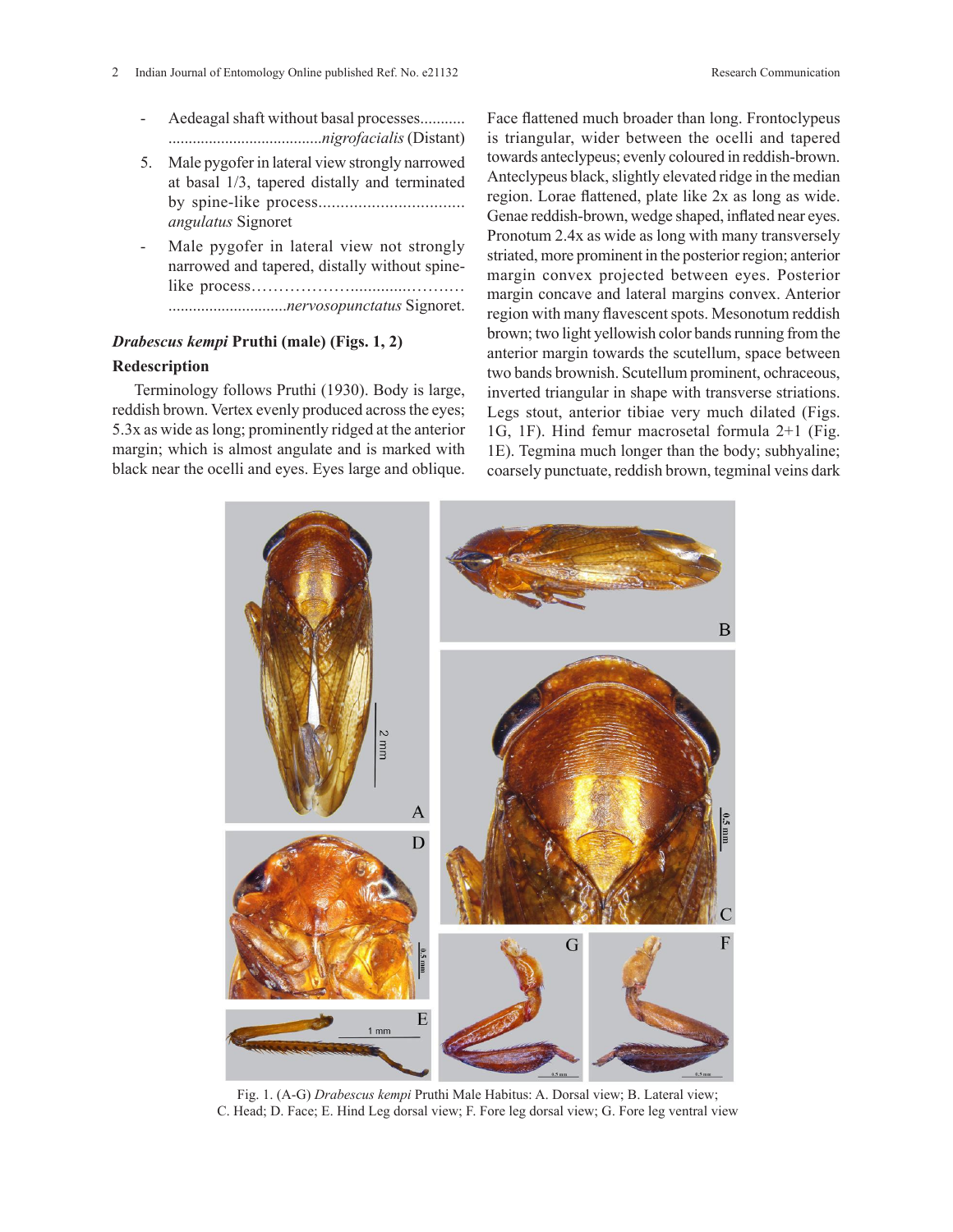- Aedeagal shaft without basal processes........... ......................................*nigrofacialis* (Distant)

5. Male pygofer in lateral view strongly narrowed at basal 1/3, tapered distally and terminated by spine-like process................................. *angulatus* Signoret

- Male pygofer in lateral view not strongly narrowed and tapered, distally without spine-like process……………….............……… .............................*nervosopunctatus* Signoret.

### *Drabescus kempi* Pruthi (male) (Figs. 1, 2)

### Redescription

Terminology follows Pruthi (1930). Body is large, reddish brown. Vertex evenly produced across the eyes; 5.3x as wide as long; prominently ridged at the anterior margin; which is almost angulate and is marked with black near the ocelli and eyes. Eyes large and oblique. Face flattened much broader than long. Frontoclypeus is triangular, wider between the ocelli and tapered towards anteclypeus; evenly coloured in reddish-brown. Anteclypeus black, slightly elevated ridge in the median region. Lorae flattened, plate like 2x as long as wide. Genae reddish-brown, wedge shaped, inflated near eyes. Pronotum 2.4x as wide as long with many transversely striated, more prominent in the posterior region; anterior margin convex projected between eyes. Posterior margin concave and lateral margins convex. Anterior region with many flavescent spots. Mesonotum reddish brown; two light yellowish color bands running from the anterior margin towards the scutellum, space between two bands brownish. Scutellum prominent, ochraceous, inverted triangular in shape with transverse striations. Legs stout, anterior tibiae very much dilated (Figs. 1G, 1F). Hind femur macrosetal formula 2+1 (Fig. 1E). Tegmina much longer than the body; subhyaline; coarsely punctuate, reddish brown, tegminal veins dark

Fig. 1. (A-G) *Drabescus kempi* Pruthi Male Habitus: A. Dorsal view; B. Lateral view; C. Head; D. Face; E. Hind Leg dorsal view; F. Fore leg dorsal view; G. Fore leg ventral view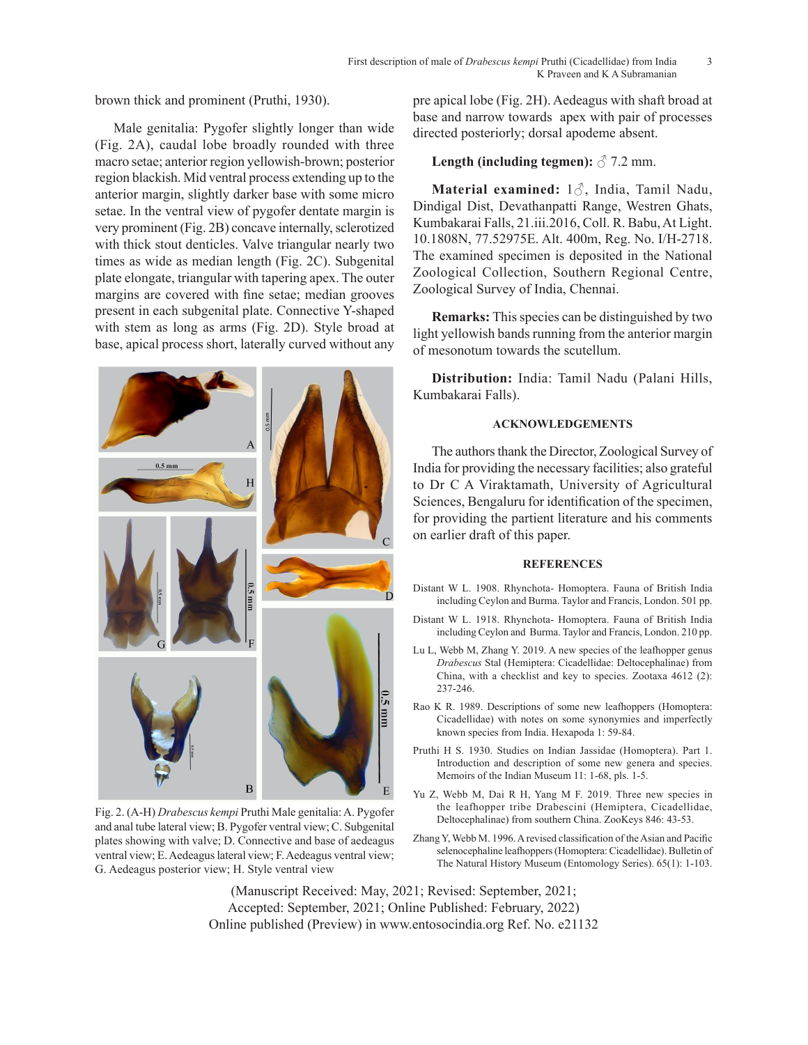brown thick and prominent (Pruthi, 1930).

Male genitalia: Pygofer slightly longer than wide (Fig. 2A), caudal lobe broadly rounded with three macro setae; anterior region yellowish-brown; posterior region blackish. Mid ventral process extending up to the anterior margin, slightly darker base with some micro setae. In the ventral view of pygofer dentate margin is very prominent (Fig. 2B) concave internally, sclerotized with thick stout denticles. Valve triangular nearly two times as wide as median length (Fig. 2C). Subgenital plate elongate, triangular with tapering apex. The outer margins are covered with fine setae; median grooves present in each subgenital plate. Connective Y-shaped with stem as long as arms (Fig. 2D). Style broad at base, apical process short, laterally curved without any pre apical lobe (Fig. 2H). Aedeagus with shaft broad at base and narrow towards apex with pair of processes directed posteriorly; dorsal apodeme absent.

Fig. 2. (A-H) *Drabescus kempi* Pruthi Male genitalia: A. Pygofer and anal tube lateral view; B. Pygofer ventral view; C. Subgenital plates showing with valve; D. Connective and base of aedeagus ventral view; E. Aedeagus lateral view; F. Aedeagus ventral view; G. Aedeagus posterior view; H. Style ventral view

**Length (including tegmen):** ♂ 7.2 mm.

**Material examined:** 1♂, India, Tamil Nadu, Dindigal Dist, Devathanpatti Range, Westren Ghats, Kumbakarai Falls, 21.iii.2016, Coll. R. Babu, At Light. 10.1808N, 77.52975E. Alt. 400m, Reg. No. I/H-2718. The examined specimen is deposited in the National Zoological Collection, Southern Regional Centre, Zoological Survey of India, Chennai.

**Remarks:** This species can be distinguished by two light yellowish bands running from the anterior margin of mesonotum towards the scutellum.

**Distribution:** India: Tamil Nadu (Palani Hills, Kumbakarai Falls).

## ACKNOWLEDGEMENTS

The authors thank the Director, Zoological Survey of India for providing the necessary facilities; also grateful to Dr C A Viraktamath, University of Agricultural Sciences, Bengaluru for identification of the specimen, for providing the partient literature and his comments on earlier draft of this paper.

## REFERENCES

Distant W L. 1908. Rhynchota- Homoptera. Fauna of British India including Ceylon and Burma. Taylor and Francis, London. 501 pp.

Distant W L. 1918. Rhynchota- Homoptera. Fauna of British India including Ceylon and Burma. Taylor and Francis, London. 210 pp.

Lu L, Webb M, Zhang Y. 2019. A new species of the leafhopper genus *Drabescus* Stal (Hemiptera: Cicadellidae: Deltocephalinae) from China, with a checklist and key to species. Zootaxa 4612 (2): 237-246.

Rao K R. 1989. Descriptions of some new leafhoppers (Homoptera: Cicadellidae) with notes on some synonymies and imperfectly known species from India. Hexapoda 1: 59-84.

Pruthi H S. 1930. Studies on Indian Jassidae (Homoptera). Part 1. Introduction and description of some new genera and species. Memoirs of the Indian Museum 11: 1-68, pls. 1-5.

Yu Z, Webb M, Dai R H, Yang M F. 2019. Three new species in the leafhopper tribe Drabescini (Hemiptera, Cicadellidae, Deltocephalinae) from southern China. ZooKeys 846: 43-53.

Zhang Y, Webb M. 1996. A revised classification of the Asian and Pacific selenocephaline leafhoppers (Homoptera: Cicadellidae). Bulletin of The Natural History Museum (Entomology Series). 65(1): 1-103.

(Manuscript Received: May, 2021; Revised: September, 2021;
Accepted: September, 2021; Online Published: February, 2022)
Online published (Preview) in www.entosocindia.org Ref. No. e21132